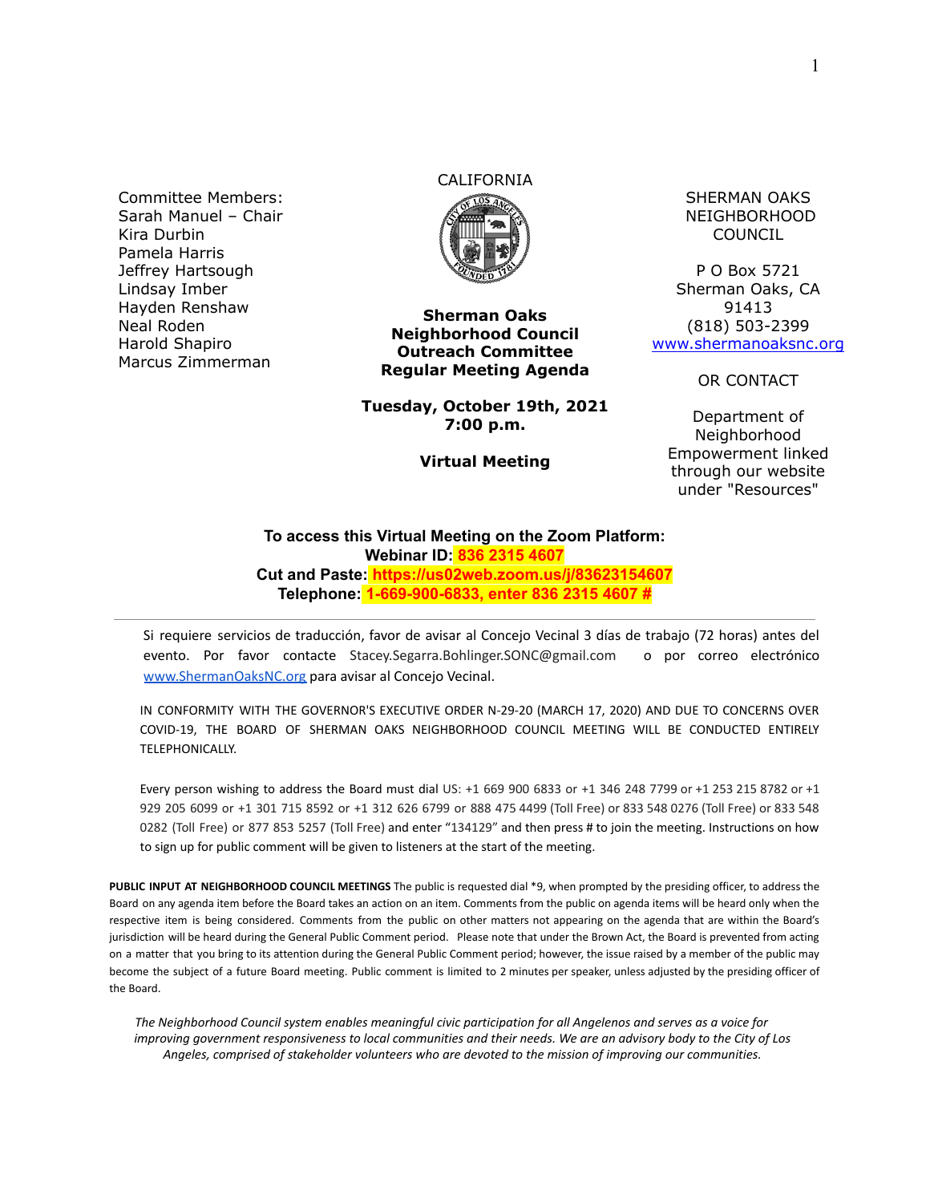Committee Members:
Sarah Manuel – Chair
Kira Durbin
Pamela Harris
Jeffrey Hartsough
Lindsay Imber
Hayden Renshaw
Neal Roden
Harold Shapiro
Marcus Zimmerman

CALIFORNIA

**Sherman Oaks Neighborhood Council Outreach Committee Regular Meeting Agenda**

**Tuesday, October 19th, 2021**
**7:00 p.m.**

**Virtual Meeting**

SHERMAN OAKS NEIGHBORHOOD COUNCIL

P O Box 5721
Sherman Oaks, CA 91413
(818) 503-2399
[www.shermanoaksnc.org](http://www.shermanoaksnc.org)

OR CONTACT

Department of Neighborhood Empowerment linked through our website under "Resources"

**To access this Virtual Meeting on the Zoom Platform:**
**Webinar ID: 836 2315 4607**
**Cut and Paste: https://us02web.zoom.us/j/83623154607**
**Telephone: 1-669-900-6833, enter 836 2315 4607 #**

---

Si requiere servicios de traducción, favor de avisar al Concejo Vecinal 3 días de trabajo (72 horas) antes del evento. Por favor contacte Stacey.Segarra.Bohlinger.SONC@gmail.com o por correo electrónico [www.ShermanOaksNC.org](http://www.ShermanOaksNC.org) para avisar al Concejo Vecinal.

IN CONFORMITY WITH THE GOVERNOR'S EXECUTIVE ORDER N-29-20 (MARCH 17, 2020) AND DUE TO CONCERNS OVER COVID-19, THE BOARD OF SHERMAN OAKS NEIGHBORHOOD COUNCIL MEETING WILL BE CONDUCTED ENTIRELY TELEPHONICALLY.

Every person wishing to address the Board must dial US: +1 669 900 6833 or +1 346 248 7799 or +1 253 215 8782 or +1 929 205 6099 or +1 301 715 8592 or +1 312 626 6799 or 888 475 4499 (Toll Free) or 833 548 0276 (Toll Free) or 833 548 0282 (Toll Free) or 877 853 5257 (Toll Free) and enter "134129" and then press # to join the meeting. Instructions on how to sign up for public comment will be given to listeners at the start of the meeting.

**PUBLIC INPUT AT NEIGHBORHOOD COUNCIL MEETINGS** The public is requested dial *9, when prompted by the presiding officer, to address the Board on any agenda item before the Board takes an action on an item. Comments from the public on agenda items will be heard only when the respective item is being considered. Comments from the public on other matters not appearing on the agenda that are within the Board's jurisdiction will be heard during the General Public Comment period. Please note that under the Brown Act, the Board is prevented from acting on a matter that you bring to its attention during the General Public Comment period; however, the issue raised by a member of the public may become the subject of a future Board meeting. Public comment is limited to 2 minutes per speaker, unless adjusted by the presiding officer of the Board.

*The Neighborhood Council system enables meaningful civic participation for all Angelenos and serves as a voice for improving government responsiveness to local communities and their needs. We are an advisory body to the City of Los Angeles, comprised of stakeholder volunteers who are devoted to the mission of improving our communities.*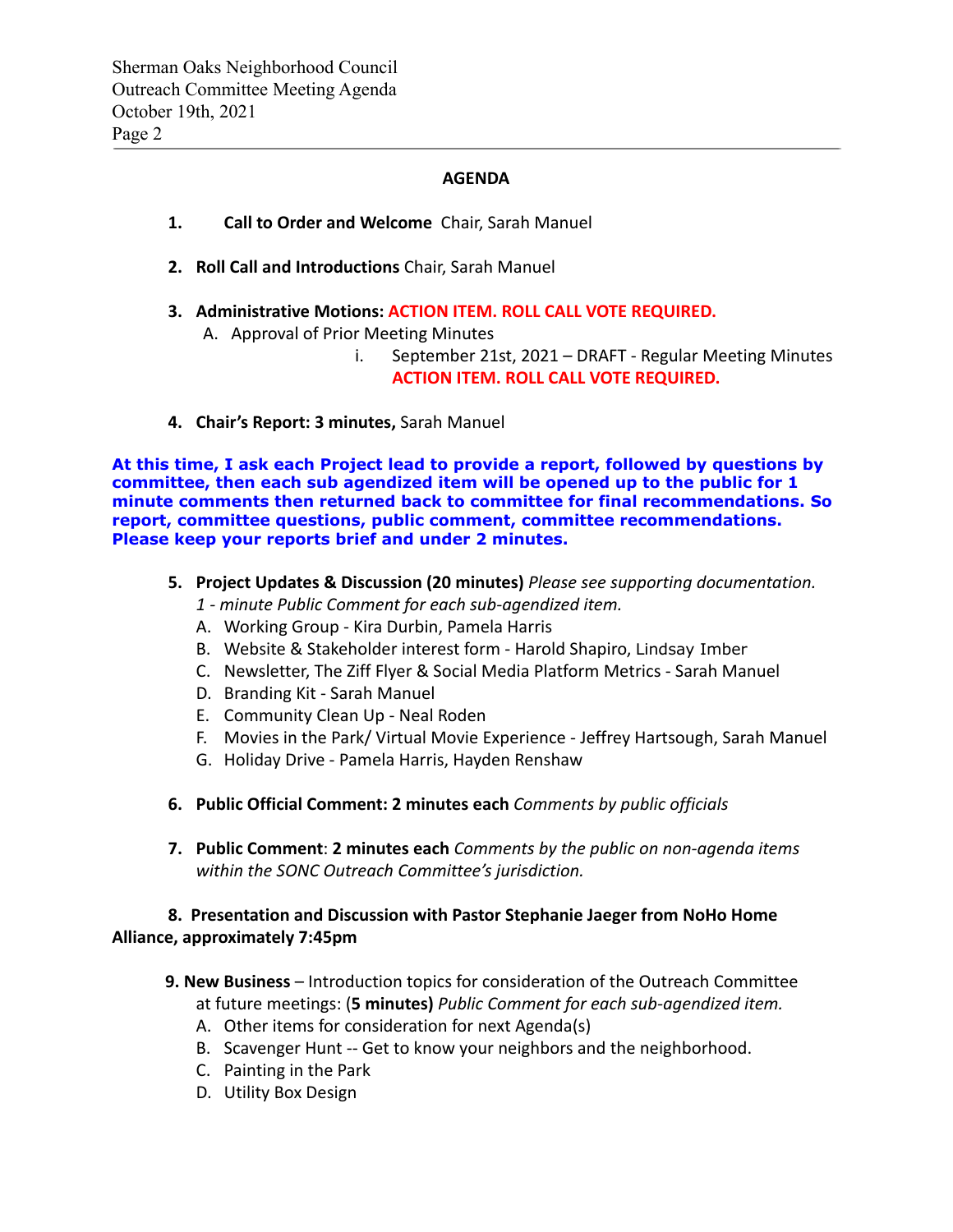## AGENDA

1. **Call to Order and Welcome** Chair, Sarah Manuel

2. **Roll Call and Introductions** Chair, Sarah Manuel

3. **Administrative Motions: ACTION ITEM. ROLL CALL VOTE REQUIRED.**
   A. Approval of Prior Meeting Minutes
      i. September 21st, 2021 – DRAFT - Regular Meeting Minutes **ACTION ITEM. ROLL CALL VOTE REQUIRED.**

4. **Chair's Report: 3 minutes,** Sarah Manuel

**At this time, I ask each Project lead to provide a report, followed by questions by committee, then each sub agendized item will be opened up to the public for 1 minute comments then returned back to committee for final recommendations. So report, committee questions, public comment, committee recommendations. Please keep your reports brief and under 2 minutes.**

5. **Project Updates & Discussion (20 minutes)** *Please see supporting documentation. 1 - minute Public Comment for each sub-agendized item.*
   A. Working Group - Kira Durbin, Pamela Harris
   B. Website & Stakeholder interest form - Harold Shapiro, Lindsay Imber
   C. Newsletter, The Ziff Flyer & Social Media Platform Metrics - Sarah Manuel
   D. Branding Kit - Sarah Manuel
   E. Community Clean Up - Neal Roden
   F. Movies in the Park/ Virtual Movie Experience - Jeffrey Hartsough, Sarah Manuel
   G. Holiday Drive - Pamela Harris, Hayden Renshaw

6. **Public Official Comment: 2 minutes each** *Comments by public officials*

7. **Public Comment**: **2 minutes each** *Comments by the public on non-agenda items within the SONC Outreach Committee's jurisdiction.*

8. **Presentation and Discussion with Pastor Stephanie Jaeger from NoHo Home Alliance, approximately 7:45pm**

9. **New Business** – Introduction topics for consideration of the Outreach Committee at future meetings: (**5 minutes)** *Public Comment for each sub-agendized item.*
   A. Other items for consideration for next Agenda(s)
   B. Scavenger Hunt -- Get to know your neighbors and the neighborhood.
   C. Painting in the Park
   D. Utility Box Design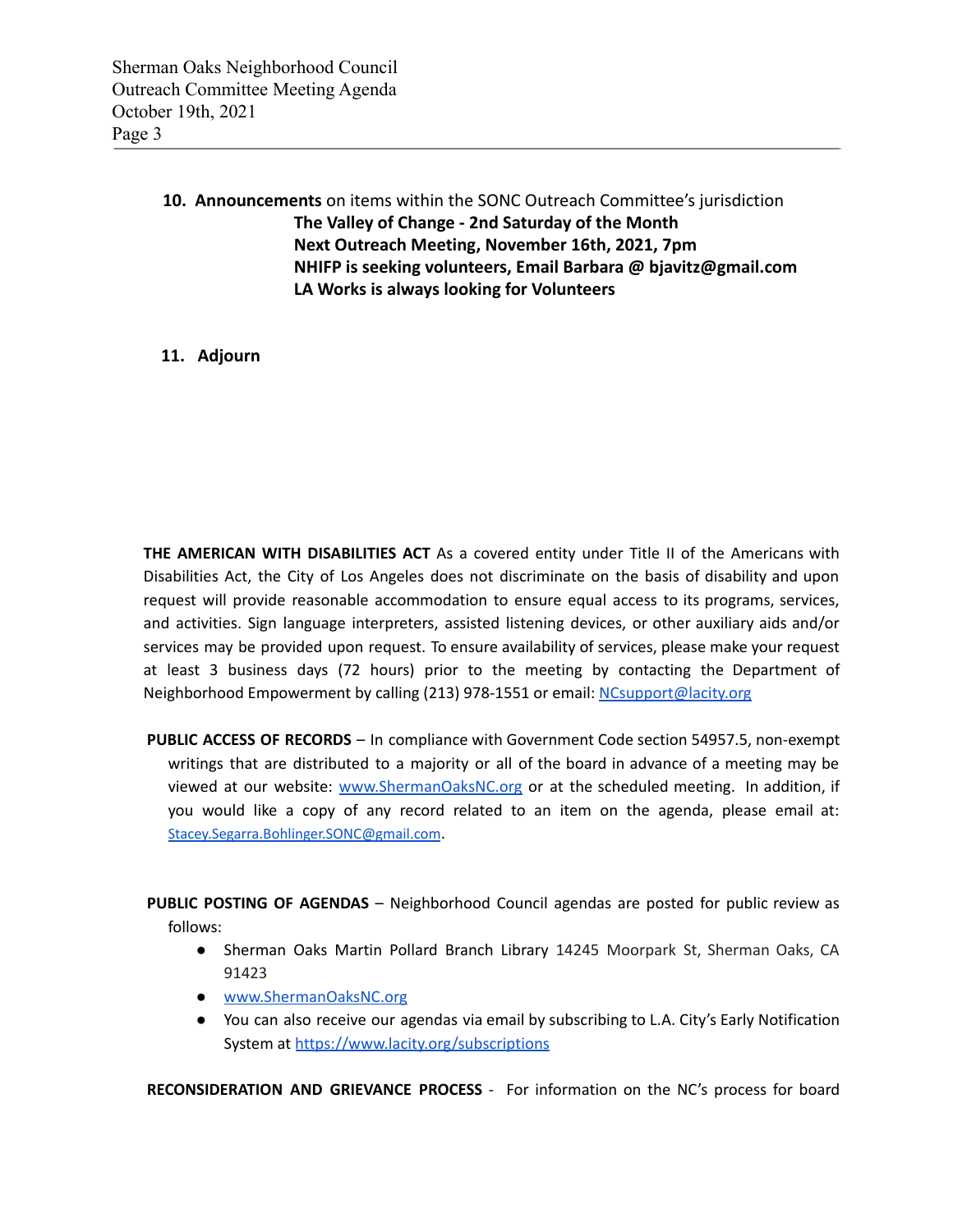10. **Announcements** on items within the SONC Outreach Committee's jurisdiction
    **The Valley of Change - 2nd Saturday of the Month**
    **Next Outreach Meeting, November 16th, 2021, 7pm**
    **NHIFP is seeking volunteers, Email Barbara @ bjavitz@gmail.com**
    **LA Works is always looking for Volunteers**

11. **Adjourn**

**THE AMERICAN WITH DISABILITIES ACT** As a covered entity under Title II of the Americans with Disabilities Act, the City of Los Angeles does not discriminate on the basis of disability and upon request will provide reasonable accommodation to ensure equal access to its programs, services, and activities. Sign language interpreters, assisted listening devices, or other auxiliary aids and/or services may be provided upon request. To ensure availability of services, please make your request at least 3 business days (72 hours) prior to the meeting by contacting the Department of Neighborhood Empowerment by calling (213) 978-1551 or email: NCsupport@lacity.org

**PUBLIC ACCESS OF RECORDS** – In compliance with Government Code section 54957.5, non-exempt writings that are distributed to a majority or all of the board in advance of a meeting may be viewed at our website: www.ShermanOaksNC.org or at the scheduled meeting. In addition, if you would like a copy of any record related to an item on the agenda, please email at: Stacey.Segarra.Bohlinger.SONC@gmail.com.

**PUBLIC POSTING OF AGENDAS** – Neighborhood Council agendas are posted for public review as follows:

- Sherman Oaks Martin Pollard Branch Library 14245 Moorpark St, Sherman Oaks, CA 91423
- www.ShermanOaksNC.org
- You can also receive our agendas via email by subscribing to L.A. City's Early Notification System at https://www.lacity.org/subscriptions

**RECONSIDERATION AND GRIEVANCE PROCESS** - For information on the NC's process for board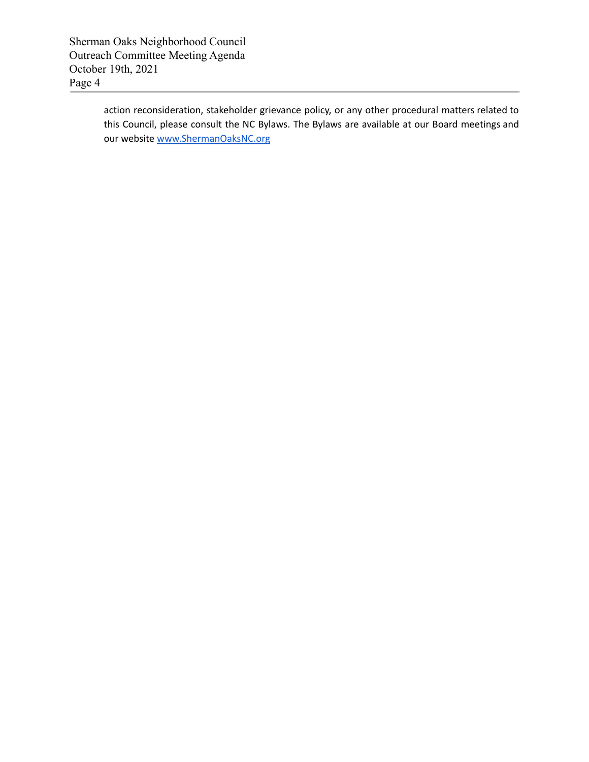action reconsideration, stakeholder grievance policy, or any other procedural matters related to this Council, please consult the NC Bylaws. The Bylaws are available at our Board meetings and our website [www.ShermanOaksNC.org](http://www.ShermanOaksNC.org)